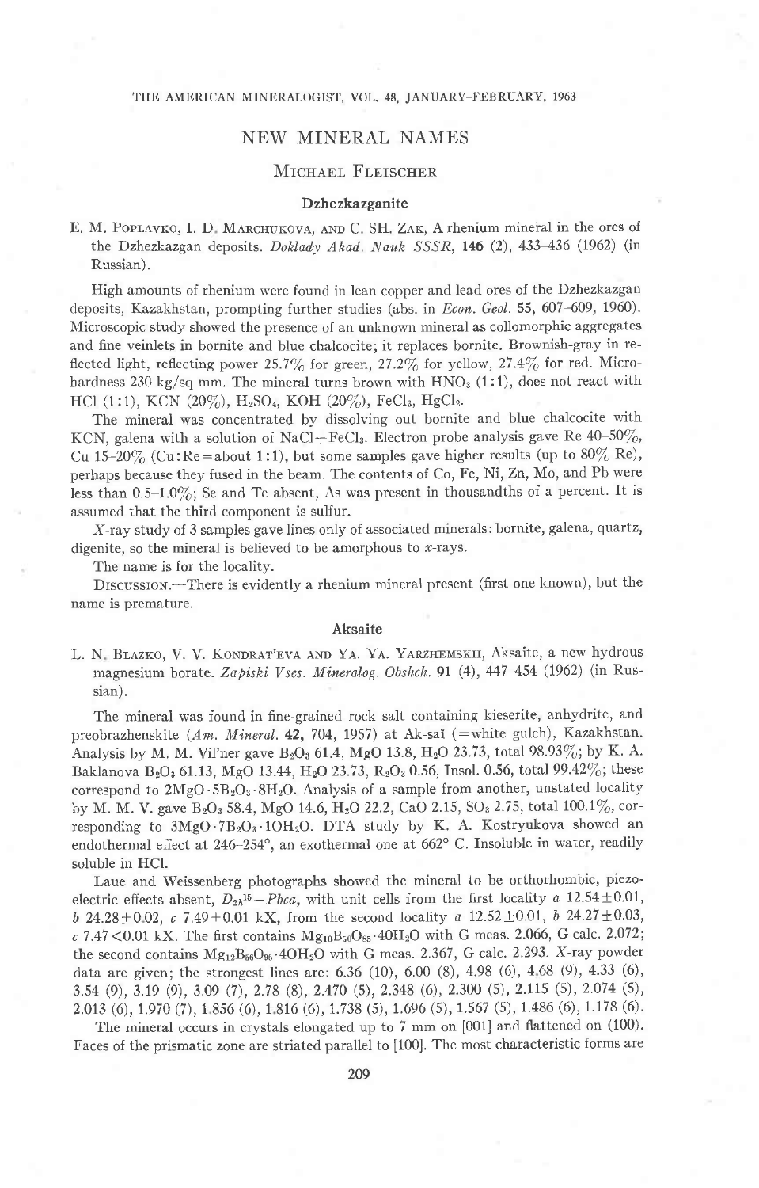# NEW MINERAL NAMES

## Michael Fleischer

### Dzhezkazganite

E. M. Poplavko, I. D. Marchukova, and C. Sh. Zak, A rhenium mineral in the ores of the Dzhezkazgan deposits. *Doklady Akad. Nauk SSSR*, **146** (2), 433–436 (1962) (in Russian).

High amounts of rhenium were found in lean copper and lead ores of the Dzhezkazgan deposits, Kazakhstan, prompting further studies (abs. in *Econ. Geol.* **55**, 607–609, 1960). Microscopic study showed the presence of an unknown mineral as collomorphic aggregates and fine veinlets in bornite and blue chalcocite; it replaces bornite. Brownish-gray in reflected light, reflecting power 25.7% for green, 27.2% for yellow, 27.4% for red. Microhardness 230 kg/sq mm. The mineral turns brown with $HNO_3$ (1:1), does not react with HCl (1:1), KCN (20%), $H_2SO_4$, KOH (20%), $FeCl_3$, $HgCl_2$.

The mineral was concentrated by dissolving out bornite and blue chalcocite with KCN, galena with a solution of NaCl+$FeCl_3$. Electron probe analysis gave Re 40–50%, Cu 15–20% (Cu:Re = about 1:1), but some samples gave higher results (up to 80% Re), perhaps because they fused in the beam. The contents of Co, Fe, Ni, Zn, Mo, and Pb were less than 0.5–1.0%; Se and Te absent, As was present in thousandths of a percent. It is assumed that the third component is sulfur.

*X*-ray study of 3 samples gave lines only of associated minerals: bornite, galena, quartz, digenite, so the mineral is believed to be amorphous to *x*-rays.

The name is for the locality.

Discussion.—There is evidently a rhenium mineral present (first one known), but the name is premature.

### Aksaite

L. N. Blazko, V. V. Kondrat'eva and Ya. Ya. Yarzhemskii, Aksaite, a new hydrous magnesium borate. *Zapiski Vses. Mineralog. Obshch.* **91** (4), 447–454 (1962) (in Russian).

The mineral was found in fine-grained rock salt containing kieserite, anhydrite, and preobrazhenskite (*Am. Mineral.* **42**, 704, 1957) at Ak-saĭ (=white gulch), Kazakhstan. Analysis by M. M. Vil'ner gave $B_2O_3$ 61.4, MgO 13.8, $H_2O$ 23.73, total 98.93%; by K. A. Baklanova $B_2O_3$ 61.13, MgO 13.44, $H_2O$ 23.73, $R_2O_3$ 0.56, Insol. 0.56, total 99.42%; these correspond to $2MgO \cdot 5B_2O_3 \cdot 8H_2O$. Analysis of a sample from another, unstated locality by M. M. V. gave $B_2O_3$ 58.4, MgO 14.6, $H_2O$ 22.2, CaO 2.15, $SO_3$ 2.75, total 100.1%, corresponding to $3MgO \cdot 7B_2O_3 \cdot 10H_2O$. DTA study by K. A. Kostryukova showed an endothermal effect at 246–254°, an exothermal one at 662° C. Insoluble in water, readily soluble in HCl.

Laue and Weissenberg photographs showed the mineral to be orthorhombic, piezoelectric effects absent, $D_{2h}^{15}-Pbca$, with unit cells from the first locality *a* 12.54±0.01, *b* 24.28±0.02, *c* 7.49±0.01 kX, from the second locality *a* 12.52±0.01, *b* 24.27±0.03, *c* 7.47<0.01 kX. The first contains $Mg_{10}B_{50}O_{85} \cdot 40H_2O$ with G meas. 2.066, G calc. 2.072; the second contains $Mg_{12}B_{56}O_{96} \cdot 40H_2O$ with G meas. 2.367, G calc. 2.293. *X*-ray powder data are given; the strongest lines are: 6.36 (10), 6.00 (8), 4.98 (6), 4.68 (9), 4.33 (6), 3.54 (9), 3.19 (9), 3.09 (7), 2.78 (8), 2.470 (5), 2.348 (6), 2.300 (5), 2.115 (5), 2.074 (5), 2.013 (6), 1.970 (7), 1.856 (6), 1.816 (6), 1.738 (5), 1.696 (5), 1.567 (5), 1.486 (6), 1.178 (6).

The mineral occurs in crystals elongated up to 7 mm on [001] and flattened on (100). Faces of the prismatic zone are striated parallel to [100]. The most characteristic forms are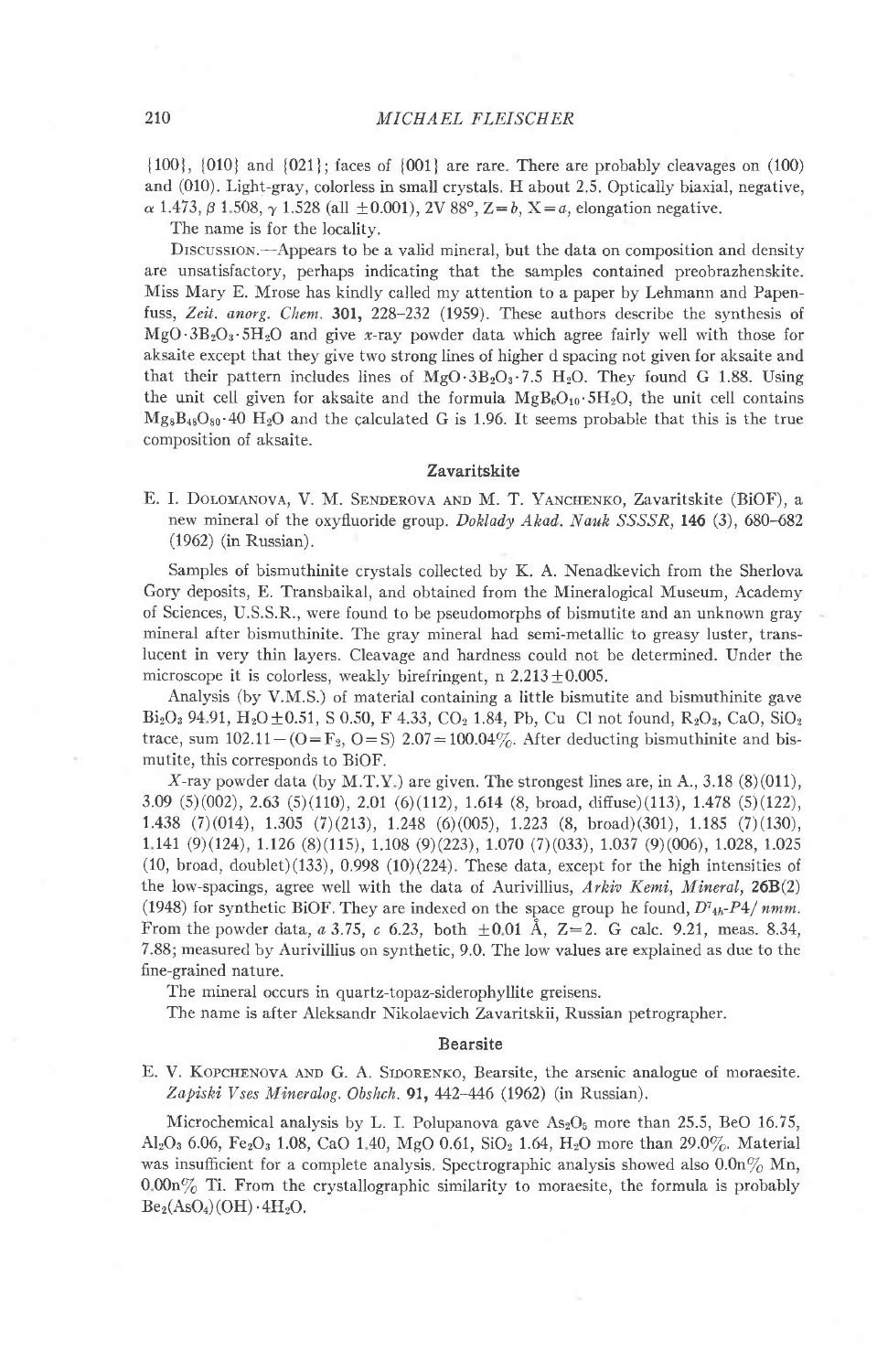{100}, {010} and {021}; faces of {001} are rare. There are probably cleavages on (100) and (010). Light-gray, colorless in small crystals. H about 2.5. Optically biaxial, negative, $\alpha$ 1.473, $\beta$ 1.508, $\gamma$ 1.528 (all $\pm$0.001), 2V 88°, Z=*b*, X=*a*, elongation negative.

The name is for the locality.

DISCUSSION.—Appears to be a valid mineral, but the data on composition and density are unsatisfactory, perhaps indicating that the samples contained preobrazhenskite. Miss Mary E. Mrose has kindly called my attention to a paper by Lehmann and Papenfuss, *Zeit. anorg. Chem.* **301**, 228–232 (1959). These authors describe the synthesis of $MgO \cdot 3B_2O_3 \cdot 5H_2O$ and give *x*-ray powder data which agree fairly well with those for aksaite except that they give two strong lines of higher d spacing not given for aksaite and that their pattern includes lines of $MgO \cdot 3B_2O_3 \cdot 7.5\ H_2O$. They found G 1.88. Using the unit cell given for aksaite and the formula $MgB_6O_{10} \cdot 5H_2O$, the unit cell contains $Mg_8B_{48}O_{80} \cdot 40\ H_2O$ and the calculated G is 1.96. It seems probable that this is the true composition of aksaite.

## Zavaritskite

E. I. DOLOMANOVA, V. M. SENDEROVA AND M. T. YANCHENKO, Zavaritskite (BiOF), a new mineral of the oxyfluoride group. *Doklady Akad. Nauk SSSR*, **146** (3), 680–682 (1962) (in Russian).

Samples of bismuthinite crystals collected by K. A. Nenadkevich from the Sherlova Gory deposits, E. Transbaikal, and obtained from the Mineralogical Museum, Academy of Sciences, U.S.S.R., were found to be pseudomorphs of bismutite and an unknown gray mineral after bismuthinite. The gray mineral had semi-metallic to greasy luster, translucent in very thin layers. Cleavage and hardness could not be determined. Under the microscope it is colorless, weakly birefringent, n 2.213$\pm$0.005.

Analysis (by V.M.S.) of material containing a little bismutite and bismuthinite gave $Bi_2O_3$ 94.91, $H_2O$ $\pm$0.51, S 0.50, F 4.33, $CO_2$ 1.84, Pb, Cu Cl not found, $R_2O_3$, CaO, $SiO_2$ trace, sum 102.11$-$(O=$F_2$, O=S) 2.07=100.04%. After deducting bismuthinite and bismutite, this corresponds to BiOF.

*X*-ray powder data (by M.T.Y.) are given. The strongest lines are, in A., 3.18 (8)(011), 3.09 (5)(002), 2.63 (5)(110), 2.01 (6)(112), 1.614 (8, broad, diffuse)(113), 1.478 (5)(122), 1.438 (7)(014), 1.305 (7)(213), 1.248 (6)(005), 1.223 (8, broad)(301), 1.185 (7)(130), 1.141 (9)(124), 1.126 (8)(115), 1.108 (9)(223), 1.070 (7)(033), 1.037 (9)(006), 1.028, 1.025 (10, broad, doublet)(133), 0.998 (10)(224). These data, except for the high intensities of the low-spacings, agree well with the data of Aurivillius, *Arkiv Kemi, Mineral*, **26B**(2) (1948) for synthetic BiOF. They are indexed on the space group he found, $D^7_{4h}$-*P*4/*nmm*. From the powder data, *a* 3.75, *c* 6.23, both $\pm$0.01 Å, Z=2. G calc. 9.21, meas. 8.34, 7.88; measured by Aurivillius on synthetic, 9.0. The low values are explained as due to the fine-grained nature.

The mineral occurs in quartz-topaz-siderophyllite greisens.

The name is after Aleksandr Nikolaevich Zavaritskii, Russian petrographer.

## Bearsite

E. V. KOPCHENOVA AND G. A. SIDORENKO, Bearsite, the arsenic analogue of moraesite. *Zapiski Vses Mineralog. Obshch.* **91**, 442–446 (1962) (in Russian).

Microchemical analysis by L. I. Polupanova gave $As_2O_5$ more than 25.5, BeO 16.75, $Al_2O_3$ 6.06, $Fe_2O_3$ 1.08, CaO 1.40, MgO 0.61, $SiO_2$ 1.64, $H_2O$ more than 29.0%. Material was insufficient for a complete analysis. Spectrographic analysis showed also 0.0n% Mn, 0.00n% Ti. From the crystallographic similarity to moraesite, the formula is probably $Be_2(AsO_4)(OH) \cdot 4H_2O$.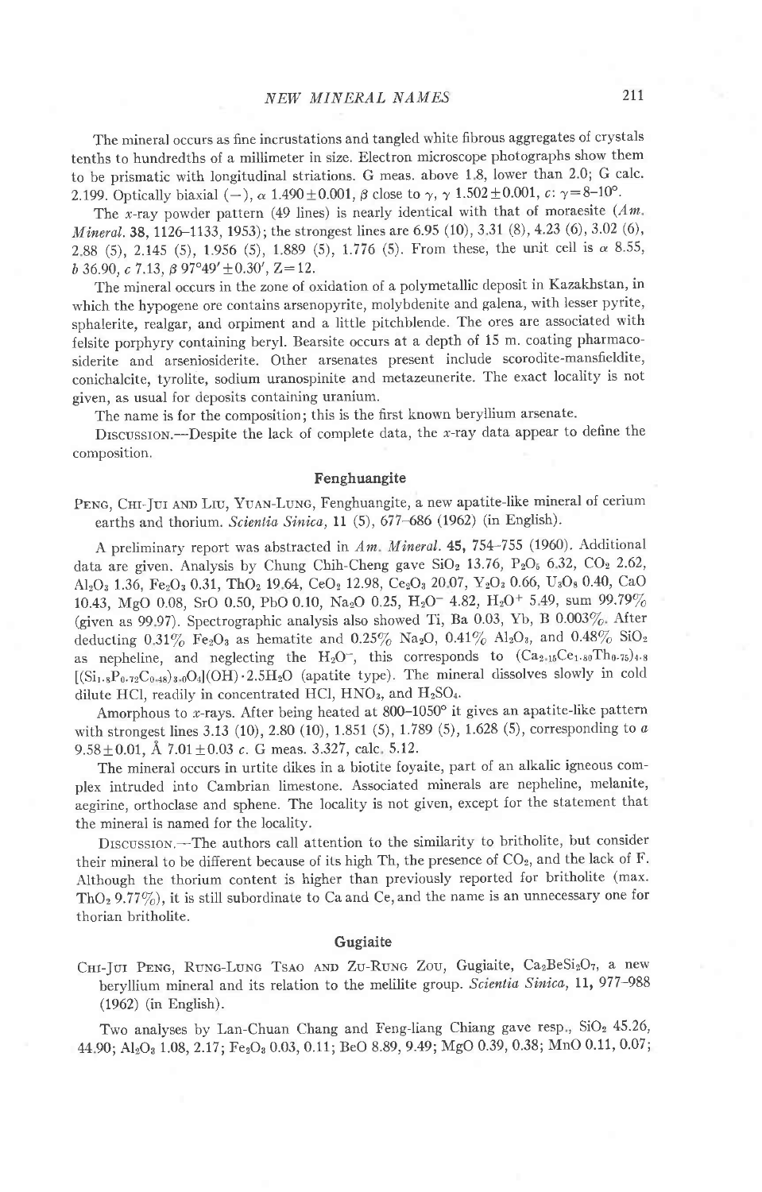The mineral occurs as fine incrustations and tangled white fibrous aggregates of crystals tenths to hundredths of a millimeter in size. Electron microscope photographs show them to be prismatic with longitudinal striations. G meas. above 1.8, lower than 2.0; G calc. 2.199. Optically biaxial (−), α 1.490±0.001, β close to γ, γ 1.502±0.001, c: γ=8–10°.

The x-ray powder pattern (49 lines) is nearly identical with that of moraesite (*Am. Mineral.* **38**, 1126–1133, 1953); the strongest lines are 6.95 (10), 3.31 (8), 4.23 (6), 3.02 (6), 2.88 (5), 2.145 (5), 1.956 (5), 1.889 (5), 1.776 (5). From these, the unit cell is *a* 8.55, *b* 36.90, *c* 7.13, β 97°49′±0.30′, Z=12.

The mineral occurs in the zone of oxidation of a polymetallic deposit in Kazakhstan, in which the hypogene ore contains arsenopyrite, molybdenite and galena, with lesser pyrite, sphalerite, realgar, and orpiment and a little pitchblende. The ores are associated with felsite porphyry containing beryl. Bearsite occurs at a depth of 15 m. coating pharmacosiderite and arseniosiderite. Other arsenates present include scorodite-mansfieldite, conichalcite, tyrolite, sodium uranospinite and metazeunerite. The exact locality is not given, as usual for deposits containing uranium.

The name is for the composition; this is the first known beryllium arsenate.

Discussion.—Despite the lack of complete data, the x-ray data appear to define the composition.

## Fenghuangite

Peng, Chi-Jui and Liu, Yuan-Lung, Fenghuangite, a new apatite-like mineral of cerium earths and thorium. *Scientia Sinica*, **11** (5), 677–686 (1962) (in English).

A preliminary report was abstracted in *Am. Mineral.* **45**, 754–755 (1960). Additional data are given. Analysis by Chung Chih-Cheng gave $SiO_2$ 13.76, $P_2O_5$ 6.32, $CO_2$ 2.62, $Al_2O_3$ 1.36, $Fe_2O_3$ 0.31, $ThO_2$ 19.64, $CeO_2$ 12.98, $Ce_2O_3$ 20.07, $Y_2O_3$ 0.66, $U_3O_8$ 0.40, CaO 10.43, MgO 0.08, SrO 0.50, PbO 0.10, $Na_2O$ 0.25, $H_2O^-$ 4.82, $H_2O^+$ 5.49, sum 99.79% (given as 99.97). Spectrographic analysis also showed Ti, Ba 0.03, Yb, B 0.003%. After deducting 0.31% $Fe_2O_3$ as hematite and 0.25% $Na_2O$, 0.41% $Al_2O_3$, and 0.48% $SiO_2$ as nepheline, and neglecting the $H_2O^-$, this corresponds to $(Ca_{2.15}Ce_{1.89}Th_{0.75})_{4.8}[(Si_{1.8}P_{0.72}C_{0.48})_{3.0}O_4](OH)\cdot 2.5H_2O$ (apatite type). The mineral dissolves slowly in cold dilute HCl, readily in concentrated HCl, $HNO_3$, and $H_2SO_4$.

Amorphous to x-rays. After being heated at 800–1050° it gives an apatite-like pattern with strongest lines 3.13 (10), 2.80 (10), 1.851 (5), 1.789 (5), 1.628 (5), corresponding to *a* 9.58±0.01, Å 7.01±0.03 *c*. G meas. 3.327, calc. 5.12.

The mineral occurs in urtite dikes in a biotite foyaite, part of an alkalic igneous complex intruded into Cambrian limestone. Associated minerals are nepheline, melanite, aegirine, orthoclase and sphene. The locality is not given, except for the statement that the mineral is named for the locality.

Discussion.—The authors call attention to the similarity to britholite, but consider their mineral to be different because of its high Th, the presence of $CO_2$, and the lack of F. Although the thorium content is higher than previously reported for britholite (max. $ThO_2$ 9.77%), it is still subordinate to Ca and Ce, and the name is an unnecessary one for thorian britholite.

## Gugiaite

Chi-Jui Peng, Rung-Lung Tsao and Zu-Rung Zou, Gugiaite, $Ca_2BeSi_2O_7$, a new beryllium mineral and its relation to the melilite group. *Scientia Sinica*, **11**, 977–988 (1962) (in English).

Two analyses by Lan-Chuan Chang and Feng-liang Chiang gave resp., $SiO_2$ 45.26, 44.90; $Al_2O_3$ 1.08, 2.17; $Fe_2O_3$ 0.03, 0.11; BeO 8.89, 9.49; MgO 0.39, 0.38; MnO 0.11, 0.07;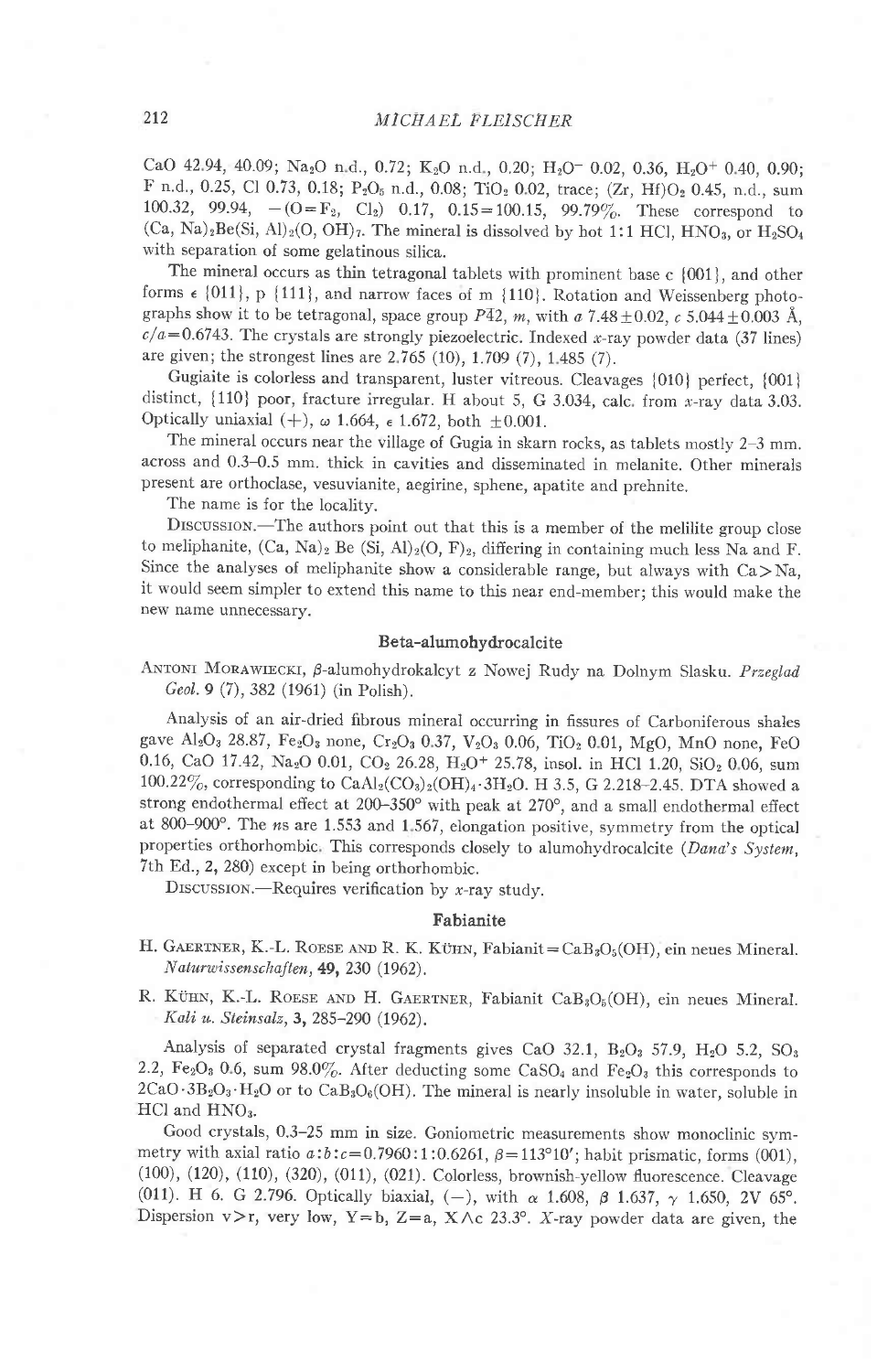CaO 42.94, 40.09; $Na_2O$ n.d., 0.72; $K_2O$ n.d., 0.20; $H_2O^-$ 0.02, 0.36, $H_2O^+$ 0.40, 0.90; F n.d., 0.25, Cl 0.73, 0.18; $P_2O_5$ n.d., 0.08; $TiO_2$ 0.02, trace; (Zr, Hf)$O_2$ 0.45, n.d., sum 100.32, 99.94, $-(O=F_2, Cl_2)$ 0.17, 0.15 = 100.15, 99.79%. These correspond to $(Ca, Na)_2Be(Si, Al)_2(O, OH)_7$. The mineral is dissolved by hot 1:1 HCl, $HNO_3$, or $H_2SO_4$ with separation of some gelatinous silica.

The mineral occurs as thin tetragonal tablets with prominent base c {001}, and other forms ε {011}, p {111}, and narrow faces of m {110}. Rotation and Weissenberg photographs show it to be tetragonal, space group $P\bar{4}2$, m, with a 7.48±0.02, c 5.044±0.003 Å, c/a = 0.6743. The crystals are strongly piezoelectric. Indexed x-ray powder data (37 lines) are given; the strongest lines are 2.765 (10), 1.709 (7), 1.485 (7).

Gugiaite is colorless and transparent, luster vitreous. Cleavages {010} perfect, {001} distinct, {110} poor, fracture irregular. H about 5, G 3.034, calc. from x-ray data 3.03. Optically uniaxial (+), ω 1.664, ε 1.672, both ±0.001.

The mineral occurs near the village of Gugia in skarn rocks, as tablets mostly 2–3 mm. across and 0.3–0.5 mm. thick in cavities and disseminated in melanite. Other minerals present are orthoclase, vesuvianite, aegirine, sphene, apatite and prehnite.

The name is for the locality.

Discussion.—The authors point out that this is a member of the melilite group close to meliphanite, $(Ca, Na)_2 Be (Si, Al)_2(O, F)_2$, differing in containing much less Na and F. Since the analyses of meliphanite show a considerable range, but always with Ca > Na, it would seem simpler to extend this name to this near end-member; this would make the new name unnecessary.

## Beta-alumohydrocalcite

Antoni Morawiecki, β-alumohydrokalcyt z Nowej Rudy na Dolnym Slasku. *Przeglad Geol.* 9 (7), 382 (1961) (in Polish).

Analysis of an air-dried fibrous mineral occurring in fissures of Carboniferous shales gave $Al_2O_3$ 28.87, $Fe_2O_3$ none, $Cr_2O_3$ 0.37, $V_2O_3$ 0.06, $TiO_2$ 0.01, MgO, MnO none, FeO 0.16, CaO 17.42, $Na_2O$ 0.01, $CO_2$ 26.28, $H_2O^+$ 25.78, insol. in HCl 1.20, $SiO_2$ 0.06, sum 100.22%, corresponding to $CaAl_2(CO_3)_2(OH)_4 \cdot 3H_2O$. H 3.5, G 2.218–2.45. DTA showed a strong endothermal effect at 200–350° with peak at 270°, and a small endothermal effect at 800–900°. The ns are 1.553 and 1.567, elongation positive, symmetry from the optical properties orthorhombic. This corresponds closely to alumohydrocalcite (*Dana's System*, 7th Ed., 2, 280) except in being orthorhombic.

Discussion.—Requires verification by x-ray study.

## Fabianite

H. Gaertner, K.-L. Roese and R. K. Kühn, Fabianit = $CaB_3O_5(OH)$, ein neues Mineral. *Naturwissenschaften*, 49, 230 (1962).

R. Kühn, K.-L. Roese and H. Gaertner, Fabianit $CaB_3O_5(OH)$, ein neues Mineral. *Kali u. Steinsalz*, 3, 285–290 (1962).

Analysis of separated crystal fragments gives CaO 32.1, $B_2O_3$ 57.9, $H_2O$ 5.2, $SO_3$ 2.2, $Fe_2O_3$ 0.6, sum 98.0%. After deducting some $CaSO_4$ and $Fe_2O_3$ this corresponds to $2CaO \cdot 3B_2O_3 \cdot H_2O$ or to $CaB_3O_5(OH)$. The mineral is nearly insoluble in water, soluble in HCl and $HNO_3$.

Good crystals, 0.3–25 mm in size. Goniometric measurements show monoclinic symmetry with axial ratio a:b:c = 0.7960:1:0.6261, β = 113°10′; habit prismatic, forms (001), (100), (120), (110), (320), (011), (021). Colorless, brownish-yellow fluorescence. Cleavage (011). H 6. G 2.796. Optically biaxial, (−), with α 1.608, β 1.637, γ 1.650, 2V 65°. Dispersion v > r, very low, Y = b, Z = a, X∧c 23.3°. X-ray powder data are given, the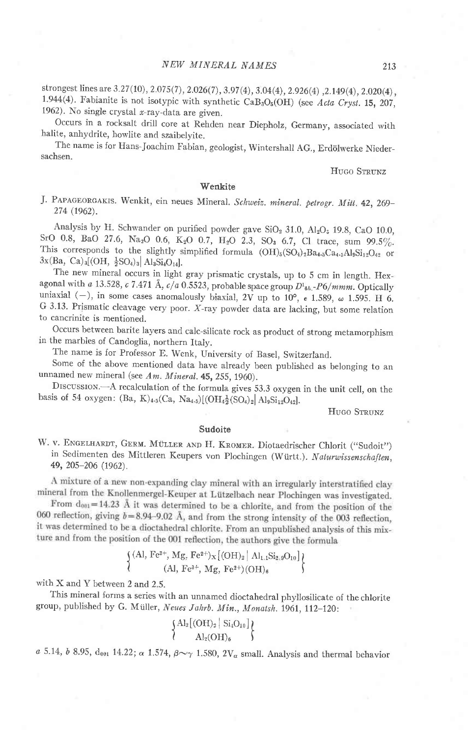strongest lines are 3.27(10), 2.075(7), 2.026(7), 3.97(4), 3.04(4), 2.926(4), 2.149(4), 2.020(4), 1.944(4). Fabianite is not isotypic with synthetic $CaB_3O_5(OH)$ (see *Acta Cryst.* **15**, 207, 1962). No single crystal *x*-ray-data are given.

Occurs in a rocksalt drill core at Rehden near Diepholz, Germany, associated with halite, anhydrite, howlite and szaibelyite.

The name is for Hans-Joachim Fabian, geologist, Wintershall AG., Erdölwerke Niedersachsen.

HUGO STRUNZ

## Wenkite

J. PAPAGEORGAKIS. Wenkit, ein neues Mineral. *Schweiz. mineral. petrogr. Mitt.* **42**, 269–274 (1962).

Analysis by H. Schwander on purified powder gave $SiO_2$ 31.0, $Al_2O_3$ 19.8, CaO 10.0, SrO 0.8, BaO 27.6, $Na_2O$ 0.6, $K_2O$ 0.7, $H_2O$ 2.3, $SO_3$ 6.7, Cl trace, sum 99.5%. This corresponds to the slightly simplified formula $(OH)_5(SO_4)_2Ba_{4.5}Ca_{4.5}Al_9Si_{12}O_{42}$ or $3x(Ba, Ca)_3[(OH, \frac{1}{2}SO_4)_3| Al_3Si_4O_{14}]$.

The new mineral occurs in light gray prismatic crystals, up to 5 cm in length. Hexagonal with *a* 13.528, *c* 7.471 Å, *c/a* 0.5523, probable space group $D^1_{6h}$-*P6/mmm*. Optically uniaxial (−), in some cases anomalously biaxial, 2V up to 10°, $\epsilon$ 1.589, $\omega$ 1.595. H 6. G 3.13. Prismatic cleavage very poor. *X*-ray powder data are lacking, but some relation to cancrinite is mentioned.

Occurs between barite layers and calc-silicate rock as product of strong metamorphism in the marbles of Candoglia, northern Italy.

The name is for Professor E. Wenk, University of Basel, Switzerland.

Some of the above mentioned data have already been published as belonging to an unnamed new mineral (see *Am. Mineral.* **45**, 255, 1960).

DISCUSSION.—A recalculation of the formula gives 53.3 oxygen in the unit cell, on the basis of 54 oxygen: $(Ba, K)_{4.5}(Ca, Na_{4.5})[(OH_{4\frac{1}{2}}(SO_4)_2| Al_9Si_{12}O_{42}]$.

HUGO STRUNZ

## Sudoite

W. v. ENGELHARDT, GERM. MÜLLER AND H. KROMER. Diotaedrischer Chlorit ("Sudoit") in Sedimenten des Mittleren Keupers von Plochingen (Württ.). *Naturwissenschaften*, **49**, 205–206 (1962).

A mixture of a new non-expanding clay mineral with an irregularly interstratified clay mineral from the Knollenmergel-Keuper at Lützelbach near Plochingen was investigated.

From $d_{001} = 14.23$ Å it was determined to be a chlorite, and from the position of the 060 reflection, giving $b = 8.94$–$9.02$ Å, and from the strong intensity of the 003 reflection, it was determined to be a dioctahedral chlorite. From an unpublished analysis of this mixture and from the position of the 001 reflection, the authors give the formula

$$\left\{ \begin{matrix} (Al, Fe^{3+}, Mg, Fe^{2+})_X[(OH)_2 | Al_{1.1}Si_{2.9}O_{10}] \\ (Al, Fe^{3+}, Mg, Fe^{2+})(OH)_6 \end{matrix} \right\}$$

with X and Y between 2 and 2.5.

This mineral forms a series with an unnamed dioctahedral phyllosilicate of the chlorite group, published by G. Müller, *Neues Jahrb. Min., Monatsh.* 1961, 112–120:

$$\left\{ \begin{matrix} Al_2[(OH)_2 | Si_4O_{10}] \\ Al_2(OH)_6 \end{matrix} \right\}$$

*a* 5.14, *b* 8.95, $d_{001}$ 14.22; $\alpha$ 1.574, $\beta \sim \gamma$ 1.580, $2V_\alpha$ small. Analysis and thermal behavior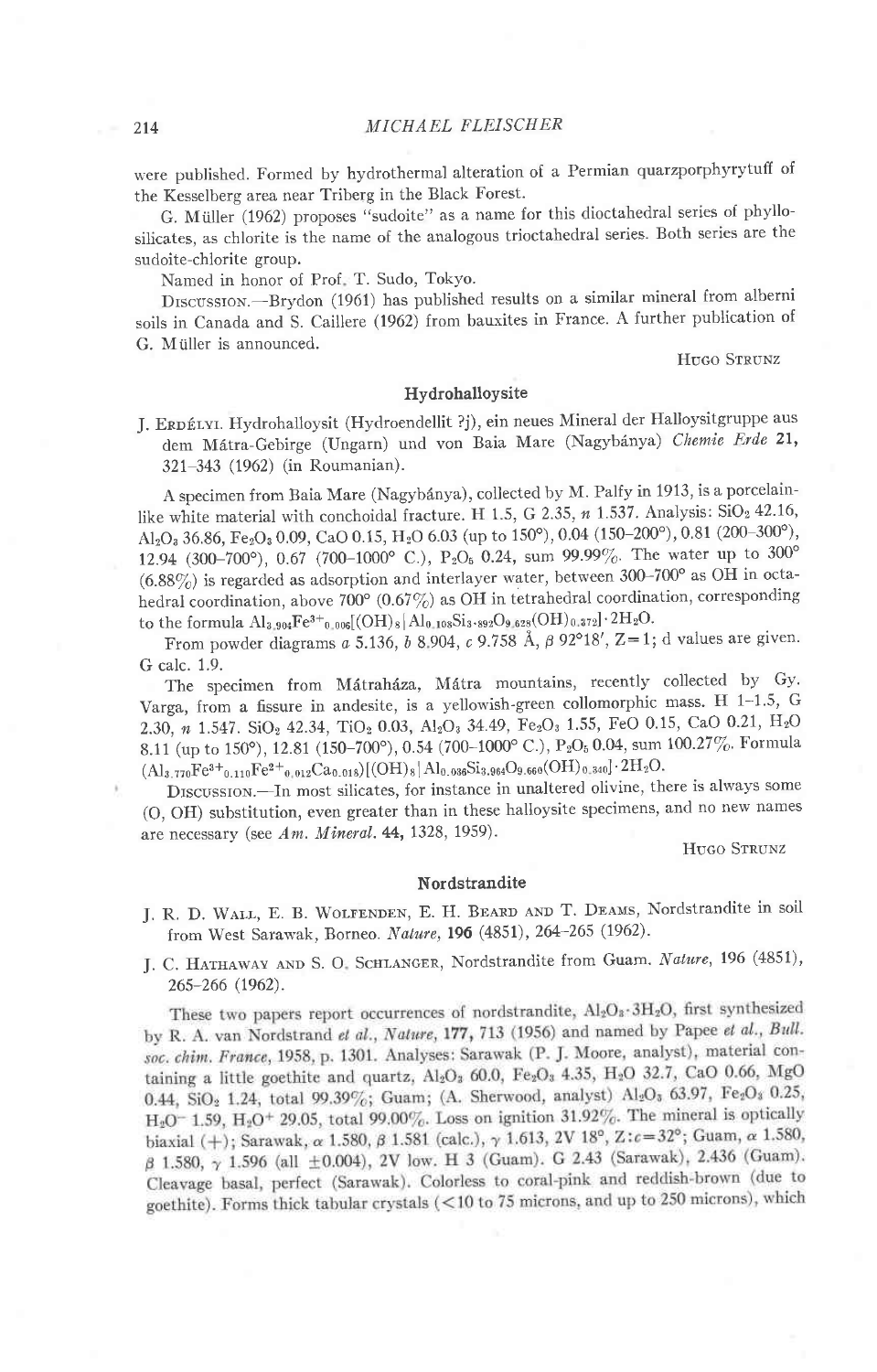were published. Formed by hydrothermal alteration of a Permian quarzporphyrytuff of the Kesselberg area near Triberg in the Black Forest.

G. Müller (1962) proposes "sudoite" as a name for this dioctahedral series of phyllosilicates, as chlorite is the name of the analogous trioctahedral series. Both series are the sudoite-chlorite group.

Named in honor of Prof. T. Sudo, Tokyo.

Discussion.—Brydon (1961) has published results on a similar mineral from alberni soils in Canada and S. Caillere (1962) from bauxites in France. A further publication of G. Müller is announced.

Hugo Strunz

## Hydrohalloysite

J. Erdélyi. Hydrohalloysit (Hydroendellit ?j), ein neues Mineral der Halloysitgruppe aus dem Mátra-Gebirge (Ungarn) und von Baia Mare (Nagybánya) *Chemie Erde* **21**, 321–343 (1962) (in Roumanian).

A specimen from Baia Mare (Nagybánya), collected by M. Palfy in 1913, is a porcelain-like white material with conchoidal fracture. H 1.5, G 2.35, *n* 1.537. Analysis: $SiO_2$ 42.16, $Al_2O_3$ 36.86, $Fe_2O_3$ 0.09, CaO 0.15, $H_2O$ 6.03 (up to 150°), 0.04 (150–200°), 0.81 (200–300°), 12.94 (300–700°), 0.67 (700–1000° C.), $P_2O_5$ 0.24, sum 99.99%. The water up to 300° (6.88%) is regarded as adsorption and interlayer water, between 300–700° as OH in octahedral coordination, above 700° (0.67%) as OH in tetrahedral coordination, corresponding to the formula $Al_{3.904}Fe^{3+}_{0.006}[(OH)_8|Al_{0.108}Si_{3.892}O_{9.628}(OH)_{0.372}]\cdot 2H_2O$.

From powder diagrams *a* 5.136, *b* 8.904, *c* 9.758 Å, β 92°18′, Z=1; d values are given. G calc. 1.9.

The specimen from Mátraháza, Mátra mountains, recently collected by Gy. Varga, from a fissure in andesite, is a yellowish-green collomorphic mass. H 1–1.5, G 2.30, *n* 1.547. $SiO_2$ 42.34, $TiO_2$ 0.03, $Al_2O_3$ 34.49, $Fe_2O_3$ 1.55, FeO 0.15, CaO 0.21, $H_2O$ 8.11 (up to 150°), 12.81 (150–700°), 0.54 (700–1000° C.), $P_2O_5$ 0.04, sum 100.27%. Formula $(Al_{3.770}Fe^{3+}_{0.110}Fe^{2+}_{0.012}Ca_{0.018})[(OH)_8|Al_{0.036}Si_{3.964}O_{9.660}(OH)_{0.340}]\cdot 2H_2O$.

Discussion.—In most silicates, for instance in unaltered olivine, there is always some (O, OH) substitution, even greater than in these halloysite specimens, and no new names are necessary (see *Am. Mineral.* **44**, 1328, 1959).

Hugo Strunz

## Nordstrandite

J. R. D. Wall, E. B. Wolfenden, E. H. Beard and T. Deams, Nordstrandite in soil from West Sarawak, Borneo. *Nature*, **196** (4851), 264–265 (1962).

J. C. Hathaway and S. O. Schlanger, Nordstrandite from Guam. *Nature*, **196** (4851), 265–266 (1962).

These two papers report occurrences of nordstrandite, $Al_2O_3\cdot 3H_2O$, first synthesized by R. A. van Nordstrand *et al.*, *Nature*, **177**, 713 (1956) and named by Papee *et al.*, *Bull. soc. chim. France*, 1958, p. 1301. Analyses: Sarawak (P. J. Moore, analyst), material containing a little goethite and quartz, $Al_2O_3$ 60.0, $Fe_2O_3$ 4.35, $H_2O$ 32.7, CaO 0.66, MgO 0.44, $SiO_2$ 1.24, total 99.39%; Guam; (A. Sherwood, analyst) $Al_2O_3$ 63.97, $Fe_2O_3$ 0.25, $H_2O^-$ 1.59, $H_2O^+$ 29.05, total 99.00%. Loss on ignition 31.92%. The mineral is optically biaxial (+); Sarawak, α 1.580, β 1.581 (calc.), γ 1.613, 2V 18°, Z:*c*=32°; Guam, α 1.580, β 1.580, γ 1.596 (all ±0.004), 2V low. H 3 (Guam). G 2.43 (Sarawak), 2.436 (Guam). Cleavage basal, perfect (Sarawak). Colorless to coral-pink and reddish-brown (due to goethite). Forms thick tabular crystals (<10 to 75 microns, and up to 250 microns), which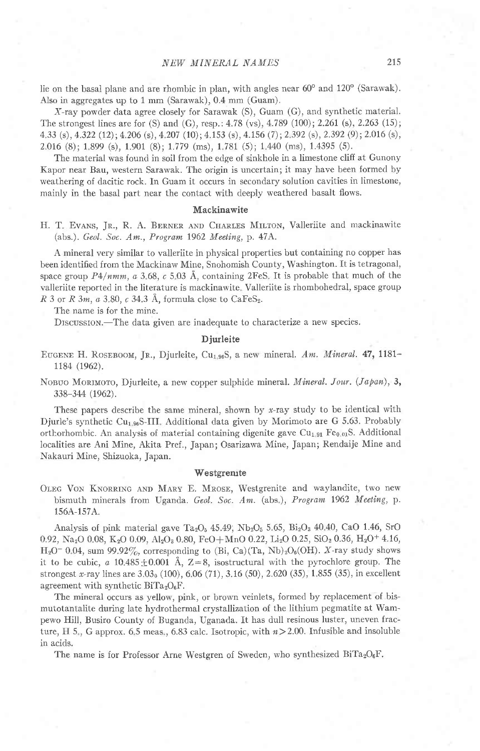lie on the basal plane and are rhombic in plan, with angles near 60° and 120° (Sarawak). Also in aggregates up to 1 mm (Sarawak), 0.4 mm (Guam).

*X*-ray powder data agree closely for Sarawak (S), Guam (G), and synthetic material. The strongest lines are for (S) and (G), resp.: 4.78 (vs), 4.789 (100); 2.261 (s), 2.263 (15); 4.33 (s), 4.322 (12); 4.206 (s), 4.207 (10); 4.153 (s), 4.156 (7); 2.392 (s), 2.392 (9); 2.016 (s), 2.016 (8); 1.899 (s), 1.901 (8); 1.779 (ms), 1.781 (5); 1.440 (ms), 1.4395 (5).

The material was found in soil from the edge of sinkhole in a limestone cliff at Gunony Kapor near Bau, western Sarawak. The origin is uncertain; it may have been formed by weathering of dacitic rock. In Guam it occurs in secondary solution cavities in limestone, mainly in the basal part near the contact with deeply weathered basalt flows.

## Mackinawite

H. T. Evans, Jr., R. A. Berner and Charles Milton, Valleriite and mackinawite (abs.). *Geol. Soc. Am., Program* 1962 *Meeting*, p. 47A.

A mineral very similar to valleriite in physical properties but containing no copper has been identified from the Mackinaw Mine, Snohomish County, Washington. It is tetragonal, space group *P4/nmm*, *a* 3.68, *c* 5.03 Å, containing 2FeS. It is probable that much of the valleriite reported in the literature is mackinawite. Valleriite is rhombohedral, space group *R* 3 or *R* 3*m*, *a* 3.80, *c* 34.3 Å, formula close to $CaFeS_2$.

The name is for the mine.

Discussion.—The data given are inadequate to characterize a new species.

## Djurleite

Eugene H. Roseboom, Jr., Djurleite, $Cu_{1.96}S$, a new mineral. *Am. Mineral.* **47**, 1181–1184 (1962).

Nobuo Morimoto, Djurleite, a new copper sulphide mineral. *Mineral. Jour. (Japan)*, **3**, 338–344 (1962).

These papers describe the same mineral, shown by *x*-ray study to be identical with Djurle's synthetic $Cu_{1.96}S$-III. Additional data given by Morimoto are G 5.63. Probably orthorhombic. An analysis of material containing digenite gave $Cu_{1.91}\,Fe_{0.01}S$. Additional localities are Ani Mine, Akita Pref., Japan; Osarizawa Mine, Japan; Rendaije Mine and Nakauri Mine, Shizuoka, Japan.

## Westgrenite

Oleg Von Knorring and Mary E. Mrose, Westgrenite and waylandite, two new bismuth minerals from Uganda. *Geol. Soc. Am.* (abs.), *Program* 1962 *Meeting*, p. 156A-157A.

Analysis of pink material gave $Ta_2O_5$ 45.49; $Nb_2O_5$ 5.65, $Bi_2O_3$ 40.40, CaO 1.46, SrO 0.92, $Na_2O$ 0.08, $K_2O$ 0.09, $Al_2O_3$ 0.80, FeO+MnO 0.22, $Li_2O$ 0.25, $SiO_2$ 0.36, $H_2O^+$ 4.16, $H_2O^-$ 0.04, sum 99.92%, corresponding to (Bi, Ca)(Ta, Nb)$_2O_6$(OH). *X*-ray study shows it to be cubic, *a* 10.485±0.001 Å, Z=8, isostructural with the pyrochlore group. The strongest *x*-ray lines are 3.03$_0$ (100), 6.06 (71), 3.16 (50), 2.620 (35), 1.855 (35), in excellent agreement with synthetic $BiTa_2O_6F$.

The mineral occurs as yellow, pink, or brown veinlets, formed by replacement of bismutotantalite during late hydrothermal crystallization of the lithium pegmatite at Wampewo Hill, Busiro County of Buganda, Uganada. It has dull resinous luster, uneven fracture, H 5., G approx. 6.5 meas., 6.83 calc. Isotropic, with $n>2.00$. Infusible and insoluble in acids.

The name is for Professor Arne Westgren of Sweden, who synthesized $BiTa_2O_6F$.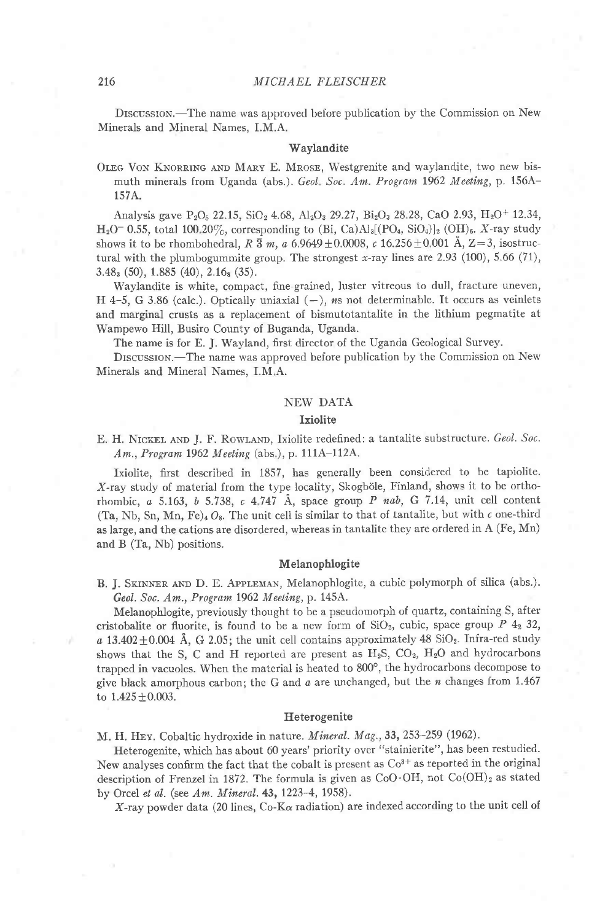DISCUSSION.—The name was approved before publication by the Commission on New Minerals and Mineral Names, I.M.A.

### Waylandite

OLEG VON KNORRING AND MARY E. MROSE, Westgrenite and waylandite, two new bismuth minerals from Uganda (abs.). *Geol. Soc. Am. Program* 1962 *Meeting*, p. 156A–157A.

Analysis gave $P_2O_5$ 22.15, $SiO_2$ 4.68, $Al_2O_3$ 29.27, $Bi_2O_3$ 28.28, CaO 2.93, $H_2O^+$ 12.34, $H_2O^-$ 0.55, total 100.20%, corresponding to (Bi, Ca)$Al_3[(PO_4, SiO_4)]_2$ $(OH)_6$. *X*-ray study shows it to be rhombohedral, *R* $\bar{3}$ *m*, *a* 6.9649±0.0008, *c* 16.256±0.001 Å, Z=3, isostructural with the plumbogummite group. The strongest *x*-ray lines are 2.93 (100), 5.66 (71), $3.48_3$ (50), 1.885 (40), $2.16_8$ (35).

Waylandite is white, compact, fine-grained, luster vitreous to dull, fracture uneven, H 4–5, G 3.86 (calc.). Optically uniaxial (−), *n*s not determinable. It occurs as veinlets and marginal crusts as a replacement of bismutotantalite in the lithium pegmatite at Wampewo Hill, Busiro County of Buganda, Uganda.

The name is for E. J. Wayland, first director of the Uganda Geological Survey.

DISCUSSION.—The name was approved before publication by the Commission on New Minerals and Mineral Names, I.M.A.

## NEW DATA

### Ixiolite

E. H. NICKEL AND J. F. ROWLAND, Ixiolite redefined: a tantalite substructure. *Geol. Soc. Am., Program* 1962 *Meeting* (abs.), p. 111A–112A.

Ixiolite, first described in 1857, has generally been considered to be tapiolite. *X*-ray study of material from the type locality, Skogböle, Finland, shows it to be orthorhombic, *a* 5.163, *b* 5.738, *c* 4.747 Å, space group *P nab*, G 7.14, unit cell content $(Ta, Nb, Sn, Mn, Fe)_4 O_8$. The unit cell is similar to that of tantalite, but with *c* one-third as large, and the cations are disordered, whereas in tantalite they are ordered in A (Fe, Mn) and B (Ta, Nb) positions.

### Melanophlogite

B. J. SKINNER AND D. E. APPLEMAN, Melanophlogite, a cubic polymorph of silica (abs.). *Geol. Soc. Am., Program* 1962 *Meeting*, p. 145A.

Melanophlogite, previously thought to be a pseudomorph of quartz, containing S, after cristobalite or fluorite, is found to be a new form of $SiO_2$, cubic, space group *P* $4_2$ 32, *a* 13.402±0.004 Å, G 2.05; the unit cell contains approximately 48 $SiO_2$. Infra-red study shows that the S, C and H reported are present as $H_2S$, $CO_2$, $H_2O$ and hydrocarbons trapped in vacuoles. When the material is heated to 800°, the hydrocarbons decompose to give black amorphous carbon; the G and *a* are unchanged, but the *n* changes from 1.467 to 1.425±0.003.

### Heterogenite

M. H. HEY. Cobaltic hydroxide in nature. *Mineral. Mag.*, **33**, 253–259 (1962).

Heterogenite, which has about 60 years' priority over "stainierite", has been restudied. New analyses confirm the fact that the cobalt is present as $Co^{3+}$ as reported in the original description of Frenzel in 1872. The formula is given as CoO·OH, not $Co(OH)_2$ as stated by Orcel *et al.* (see *Am. Mineral.* **43**, 1223–4, 1958).

*X*-ray powder data (20 lines, Co-K$\alpha$ radiation) are indexed according to the unit cell of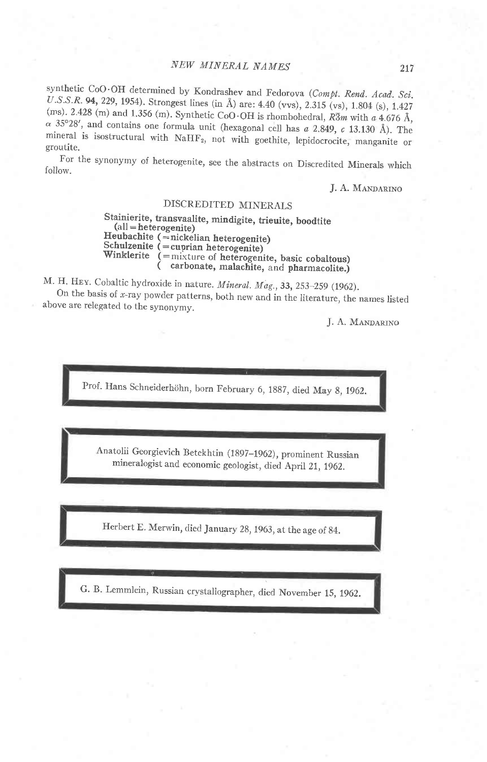synthetic CoO·OH determined by Kondrashev and Fedorova (*Compt. Rend. Acad. Sci. U.S.S.R.* **94**, 229, 1954). Strongest lines (in Å) are: 4.40 (vvs), 2.315 (vs), 1.804 (s), 1.427 (ms). 2.428 (m) and 1.356 (m). Synthetic CoO·OH is rhombohedral, $R\bar{3}m$ with $a$ 4.676 Å, $\alpha$ 35°28′, and contains one formula unit (hexagonal cell has $a$ 2.849, $c$ 13.130 Å). The mineral is isostructural with $NaHF_2$, not with goethite, lepidocrocite, manganite or groutite.

For the synonymy of heterogenite, see the abstracts on Discredited Minerals which follow.

J. A. Mandarino

## DISCREDITED MINERALS

**Stainierite, transvaalite, mindigite, trieuite, boodtite (all = heterogenite)**
**Heubachite** (= **nickelian heterogenite**)
**Schulzenite** (= **cuprian heterogenite**)
**Winklerite** (= mixture of **heterogenite, basic cobaltous carbonate, malachite,** and **pharmacolite.**)

M. H. Hey. Cobaltic hydroxide in nature. *Mineral. Mag.*, **33**, 253–259 (1962).

On the basis of $x$-ray powder patterns, both new and in the literature, the names listed above are relegated to the synonymy.

J. A. Mandarino

---

Prof. Hans Schneiderhöhn, born February 6, 1887, died May 8, 1962.

---

Anatolii Georgievich Betekhtin (1897–1962), prominent Russian mineralogist and economic geologist, died April 21, 1962.

---

Herbert E. Merwin, died January 28, 1963, at the age of 84.

---

G. B. Lemmlein, Russian crystallographer, died November 15, 1962.